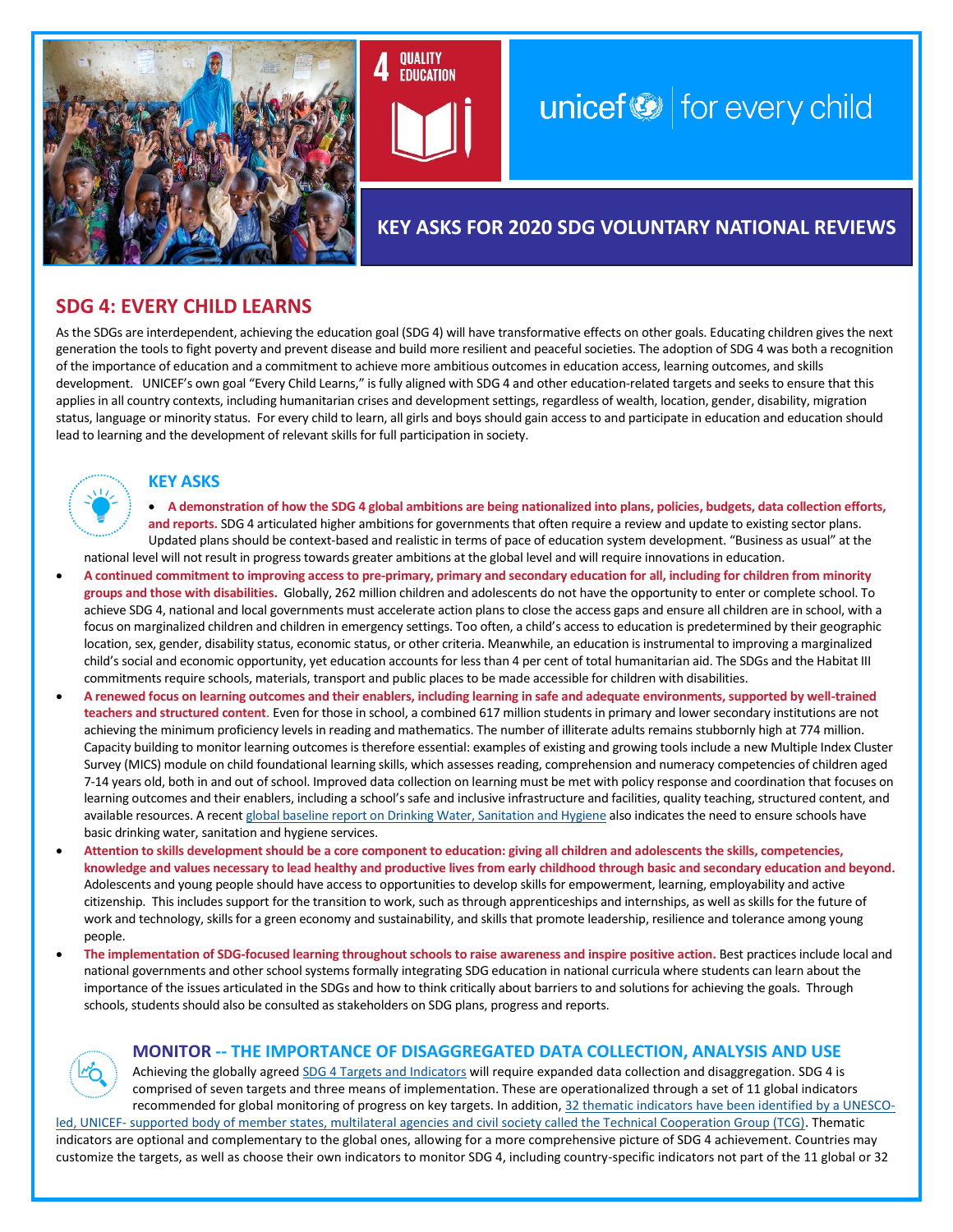4 QUALITY EDUCATION

unicef for every child

## KEY ASKS FOR 2020 SDG VOLUNTARY NATIONAL REVIEWS

## SDG 4: EVERY CHILD LEARNS

As the SDGs are interdependent, achieving the education goal (SDG 4) will have transformative effects on other goals. Educating children gives the next generation the tools to fight poverty and prevent disease and build more resilient and peaceful societies. The adoption of SDG 4 was both a recognition of the importance of education and a commitment to achieve more ambitious outcomes in education access, learning outcomes, and skills development. UNICEF's own goal "Every Child Learns," is fully aligned with SDG 4 and other education-related targets and seeks to ensure that this applies in all country contexts, including humanitarian crises and development settings, regardless of wealth, location, gender, disability, migration status, language or minority status. For every child to learn, all girls and boys should gain access to and participate in education and education should lead to learning and the development of relevant skills for full participation in society.

### KEY ASKS

- **A demonstration of how the SDG 4 global ambitions are being nationalized into plans, policies, budgets, data collection efforts, and reports.** SDG 4 articulated higher ambitions for governments that often require a review and update to existing sector plans. Updated plans should be context-based and realistic in terms of pace of education system development. "Business as usual" at the national level will not result in progress towards greater ambitions at the global level and will require innovations in education.
- **A continued commitment to improving access to pre-primary, primary and secondary education for all, including for children from minority groups and those with disabilities.** Globally, 262 million children and adolescents do not have the opportunity to enter or complete school. To achieve SDG 4, national and local governments must accelerate action plans to close the access gaps and ensure all children are in school, with a focus on marginalized children and children in emergency settings. Too often, a child's access to education is predetermined by their geographic location, sex, gender, disability status, economic status, or other criteria. Meanwhile, an education is instrumental to improving a marginalized child's social and economic opportunity, yet education accounts for less than 4 per cent of total humanitarian aid. The SDGs and the Habitat III commitments require schools, materials, transport and public places to be made accessible for children with disabilities.
- **A renewed focus on learning outcomes and their enablers, including learning in safe and adequate environments, supported by well-trained teachers and structured content.** Even for those in school, a combined 617 million students in primary and lower secondary institutions are not achieving the minimum proficiency levels in reading and mathematics. The number of illiterate adults remains stubbornly high at 774 million. Capacity building to monitor learning outcomes is therefore essential: examples of existing and growing tools include a new Multiple Index Cluster Survey (MICS) module on child foundational learning skills, which assesses reading, comprehension and numeracy competencies of children aged 7-14 years old, both in and out of school. Improved data collection on learning must be met with policy response and coordination that focuses on learning outcomes and their enablers, including a school's safe and inclusive infrastructure and facilities, quality teaching, structured content, and available resources. A recent global baseline report on Drinking Water, Sanitation and Hygiene also indicates the need to ensure schools have basic drinking water, sanitation and hygiene services.
- **Attention to skills development should be a core component to education: giving all children and adolescents the skills, competencies, knowledge and values necessary to lead healthy and productive lives from early childhood through basic and secondary education and beyond.** Adolescents and young people should have access to opportunities to develop skills for empowerment, learning, employability and active citizenship. This includes support for the transition to work, such as through apprenticeships and internships, as well as skills for the future of work and technology, skills for a green economy and sustainability, and skills that promote leadership, resilience and tolerance among young people.
- **The implementation of SDG-focused learning throughout schools to raise awareness and inspire positive action.** Best practices include local and national governments and other school systems formally integrating SDG education in national curricula where students can learn about the importance of the issues articulated in the SDGs and how to think critically about barriers to and solutions for achieving the goals. Through schools, students should also be consulted as stakeholders on SDG plans, progress and reports.

### MONITOR -- THE IMPORTANCE OF DISAGGREGATED DATA COLLECTION, ANALYSIS AND USE

Achieving the globally agreed SDG 4 Targets and Indicators will require expanded data collection and disaggregation. SDG 4 is comprised of seven targets and three means of implementation. These are operationalized through a set of 11 global indicators recommended for global monitoring of progress on key targets. In addition, 32 thematic indicators have been identified by a UNESCO-led, UNICEF- supported body of member states, multilateral agencies and civil society called the Technical Cooperation Group (TCG). Thematic indicators are optional and complementary to the global ones, allowing for a more comprehensive picture of SDG 4 achievement. Countries may customize the targets, as well as choose their own indicators to monitor SDG 4, including country-specific indicators not part of the 11 global or 32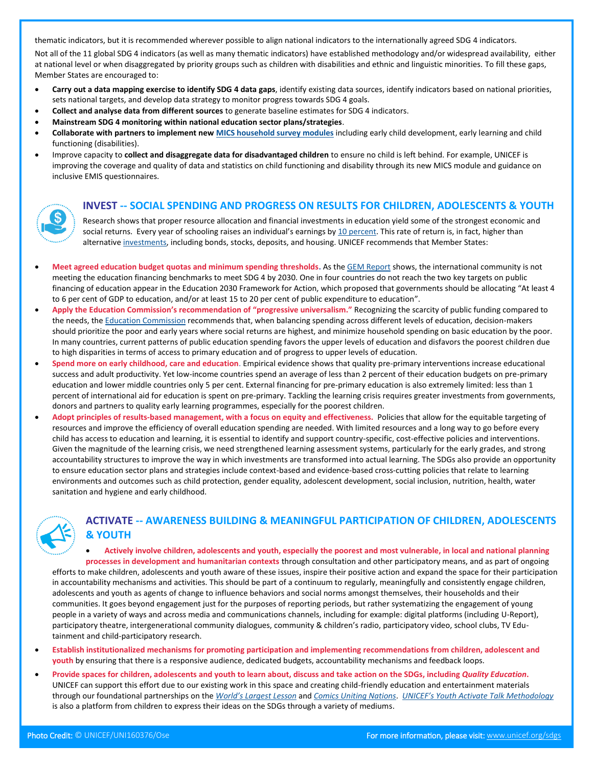thematic indicators, but it is recommended wherever possible to align national indicators to the internationally agreed SDG 4 indicators.

Not all of the 11 global SDG 4 indicators (as well as many thematic indicators) have established methodology and/or widespread availability, either at national level or when disaggregated by priority groups such as children with disabilities and ethnic and linguistic minorities. To fill these gaps, Member States are encouraged to:

- **Carry out a data mapping exercise to identify SDG 4 data gaps**, identify existing data sources, identify indicators based on national priorities, sets national targets, and develop data strategy to monitor progress towards SDG 4 goals.
- **Collect and analyse data from different sources** to generate baseline estimates for SDG 4 indicators.
- **Mainstream SDG 4 monitoring within national education sector plans/strategies**.
- **Collaborate with partners to implement new MICS household survey modules** including early child development, early learning and child functioning (disabilities).
- Improve capacity to **collect and disaggregate data for disadvantaged children** to ensure no child is left behind. For example, UNICEF is improving the coverage and quality of data and statistics on child functioning and disability through its new MICS module and guidance on inclusive EMIS questionnaires.

## INVEST -- SOCIAL SPENDING AND PROGRESS ON RESULTS FOR CHILDREN, ADOLESCENTS & YOUTH

Research shows that proper resource allocation and financial investments in education yield some of the strongest economic and social returns. Every year of schooling raises an individual's earnings by 10 percent. This rate of return is, in fact, higher than alternative investments, including bonds, stocks, deposits, and housing. UNICEF recommends that Member States:

- **Meet agreed education budget quotas and minimum spending thresholds.** As the GEM Report shows, the international community is not meeting the education financing benchmarks to meet SDG 4 by 2030. One in four countries do not reach the two key targets on public financing of education appear in the Education 2030 Framework for Action, which proposed that governments should be allocating "At least 4 to 6 per cent of GDP to education, and/or at least 15 to 20 per cent of public expenditure to education".
- **Apply the Education Commission's recommendation of "progressive universalism."** Recognizing the scarcity of public funding compared to the needs, the Education Commission recommends that, when balancing spending across different levels of education, decision-makers should prioritize the poor and early years where social returns are highest, and minimize household spending on basic education by the poor. In many countries, current patterns of public education spending favors the upper levels of education and disfavors the poorest children due to high disparities in terms of access to primary education and of progress to upper levels of education.
- **Spend more on early childhood, care and education**. Empirical evidence shows that quality pre-primary interventions increase educational success and adult productivity. Yet low-income countries spend an average of less than 2 percent of their education budgets on pre-primary education and lower middle countries only 5 per cent. External financing for pre-primary education is also extremely limited: less than 1 percent of international aid for education is spent on pre-primary. Tackling the learning crisis requires greater investments from governments, donors and partners to quality early learning programmes, especially for the poorest children.
- **Adopt principles of results-based management, with a focus on equity and effectiveness.** Policies that allow for the equitable targeting of resources and improve the efficiency of overall education spending are needed. With limited resources and a long way to go before every child has access to education and learning, it is essential to identify and support country-specific, cost-effective policies and interventions. Given the magnitude of the learning crisis, we need strengthened learning assessment systems, particularly for the early grades, and strong accountability structures to improve the way in which investments are transformed into actual learning. The SDGs also provide an opportunity to ensure education sector plans and strategies include context-based and evidence-based cross-cutting policies that relate to learning environments and outcomes such as child protection, gender equality, adolescent development, social inclusion, nutrition, health, water sanitation and hygiene and early childhood.

## ACTIVATE -- AWARENESS BUILDING & MEANINGFUL PARTICIPATION OF CHILDREN, ADOLESCENTS & YOUTH

- **Actively involve children, adolescents and youth, especially the poorest and most vulnerable, in local and national planning processes in development and humanitarian contexts** through consultation and other participatory means, and as part of ongoing efforts to make children, adolescents and youth aware of these issues, inspire their positive action and expand the space for their participation in accountability mechanisms and activities. This should be part of a continuum to regularly, meaningfully and consistently engage children, adolescents and youth as agents of change to influence behaviors and social norms amongst themselves, their households and their communities. It goes beyond engagement just for the purposes of reporting periods, but rather systematizing the engagement of young people in a variety of ways and across media and communications channels, including for example: digital platforms (including U-Report), participatory theatre, intergenerational community dialogues, community & children's radio, participatory video, school clubs, TV Edu-tainment and child-participatory research.
- **Establish institutionalized mechanisms for promoting participation and implementing recommendations from children, adolescent and youth** by ensuring that there is a responsive audience, dedicated budgets, accountability mechanisms and feedback loops.
- **Provide spaces for children, adolescents and youth to learn about, discuss and take action on the SDGs, including *Quality Education*.** UNICEF can support this effort due to our existing work in this space and creating child-friendly education and entertainment materials through our foundational partnerships on the *World's Largest Lesson* and *Comics Uniting Nations*. *UNICEF's Youth Activate Talk Methodology* is also a platform from children to express their ideas on the SDGs through a variety of mediums.

Photo Credit: © UNICEF/UNI160376/Ose

For more information, please visit: www.unicef.org/sdgs